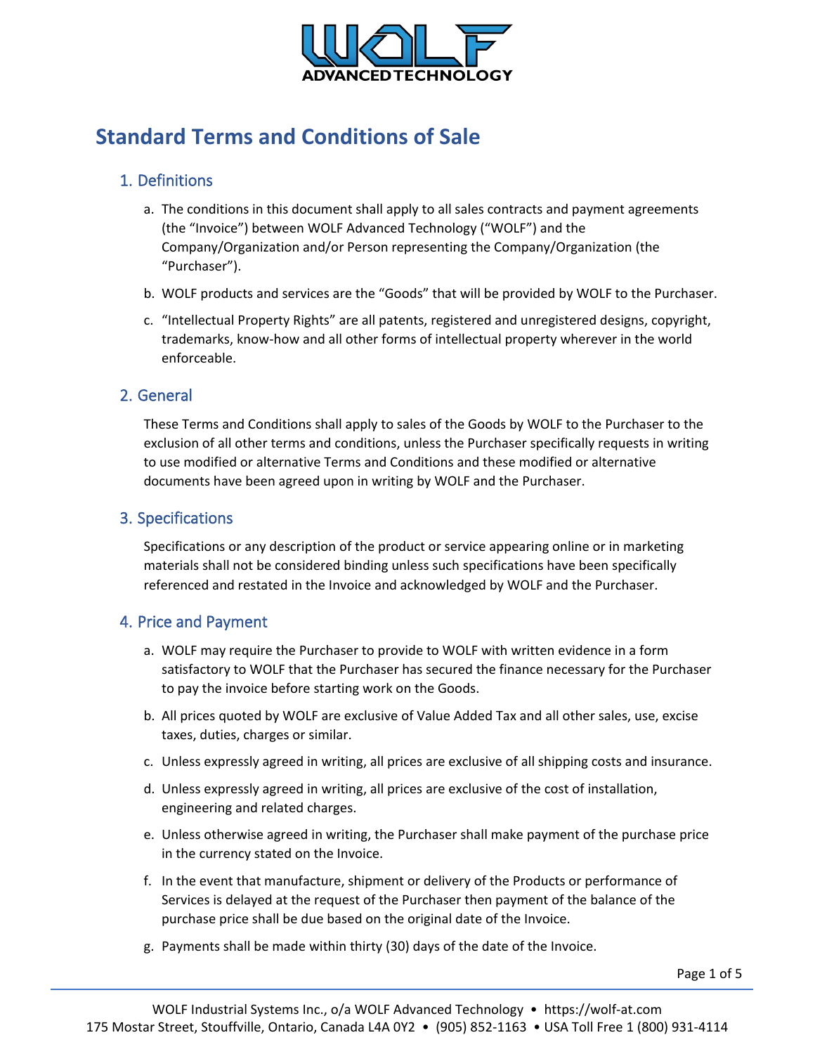# Standard Terms and Conditions of Sale

## 1. Definitions

a. The conditions in this document shall apply to all sales contracts and payment agreements (the "Invoice") between WOLF Advanced Technology ("WOLF") and the Company/Organization and/or Person representing the Company/Organization (the "Purchaser").

b. WOLF products and services are the "Goods" that will be provided by WOLF to the Purchaser.

c. "Intellectual Property Rights" are all patents, registered and unregistered designs, copyright, trademarks, know-how and all other forms of intellectual property wherever in the world enforceable.

## 2. General

These Terms and Conditions shall apply to sales of the Goods by WOLF to the Purchaser to the exclusion of all other terms and conditions, unless the Purchaser specifically requests in writing to use modified or alternative Terms and Conditions and these modified or alternative documents have been agreed upon in writing by WOLF and the Purchaser.

## 3. Specifications

Specifications or any description of the product or service appearing online or in marketing materials shall not be considered binding unless such specifications have been specifically referenced and restated in the Invoice and acknowledged by WOLF and the Purchaser.

## 4. Price and Payment

a. WOLF may require the Purchaser to provide to WOLF with written evidence in a form satisfactory to WOLF that the Purchaser has secured the finance necessary for the Purchaser to pay the invoice before starting work on the Goods.

b. All prices quoted by WOLF are exclusive of Value Added Tax and all other sales, use, excise taxes, duties, charges or similar.

c. Unless expressly agreed in writing, all prices are exclusive of all shipping costs and insurance.

d. Unless expressly agreed in writing, all prices are exclusive of the cost of installation, engineering and related charges.

e. Unless otherwise agreed in writing, the Purchaser shall make payment of the purchase price in the currency stated on the Invoice.

f. In the event that manufacture, shipment or delivery of the Products or performance of Services is delayed at the request of the Purchaser then payment of the balance of the purchase price shall be due based on the original date of the Invoice.

g. Payments shall be made within thirty (30) days of the date of the Invoice.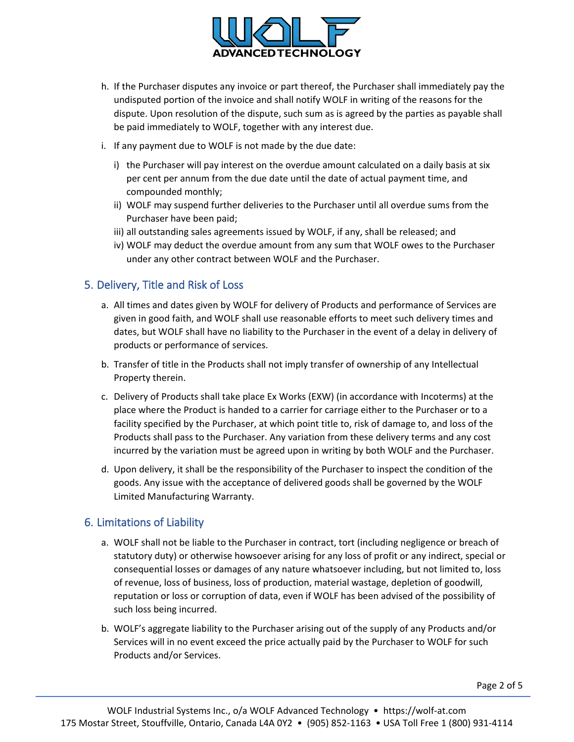h. If the Purchaser disputes any invoice or part thereof, the Purchaser shall immediately pay the undisputed portion of the invoice and shall notify WOLF in writing of the reasons for the dispute. Upon resolution of the dispute, such sum as is agreed by the parties as payable shall be paid immediately to WOLF, together with any interest due.

i. If any payment due to WOLF is not made by the due date:

   i) the Purchaser will pay interest on the overdue amount calculated on a daily basis at six per cent per annum from the due date until the date of actual payment time, and compounded monthly;
   
   ii) WOLF may suspend further deliveries to the Purchaser until all overdue sums from the Purchaser have been paid;
   
   iii) all outstanding sales agreements issued by WOLF, if any, shall be released; and
   
   iv) WOLF may deduct the overdue amount from any sum that WOLF owes to the Purchaser under any other contract between WOLF and the Purchaser.

## 5. Delivery, Title and Risk of Loss

a. All times and dates given by WOLF for delivery of Products and performance of Services are given in good faith, and WOLF shall use reasonable efforts to meet such delivery times and dates, but WOLF shall have no liability to the Purchaser in the event of a delay in delivery of products or performance of services.

b. Transfer of title in the Products shall not imply transfer of ownership of any Intellectual Property therein.

c. Delivery of Products shall take place Ex Works (EXW) (in accordance with Incoterms) at the place where the Product is handed to a carrier for carriage either to the Purchaser or to a facility specified by the Purchaser, at which point title to, risk of damage to, and loss of the Products shall pass to the Purchaser. Any variation from these delivery terms and any cost incurred by the variation must be agreed upon in writing by both WOLF and the Purchaser.

d. Upon delivery, it shall be the responsibility of the Purchaser to inspect the condition of the goods. Any issue with the acceptance of delivered goods shall be governed by the WOLF Limited Manufacturing Warranty.

## 6. Limitations of Liability

a. WOLF shall not be liable to the Purchaser in contract, tort (including negligence or breach of statutory duty) or otherwise howsoever arising for any loss of profit or any indirect, special or consequential losses or damages of any nature whatsoever including, but not limited to, loss of revenue, loss of business, loss of production, material wastage, depletion of goodwill, reputation or loss or corruption of data, even if WOLF has been advised of the possibility of such loss being incurred.

b. WOLF's aggregate liability to the Purchaser arising out of the supply of any Products and/or Services will in no event exceed the price actually paid by the Purchaser to WOLF for such Products and/or Services.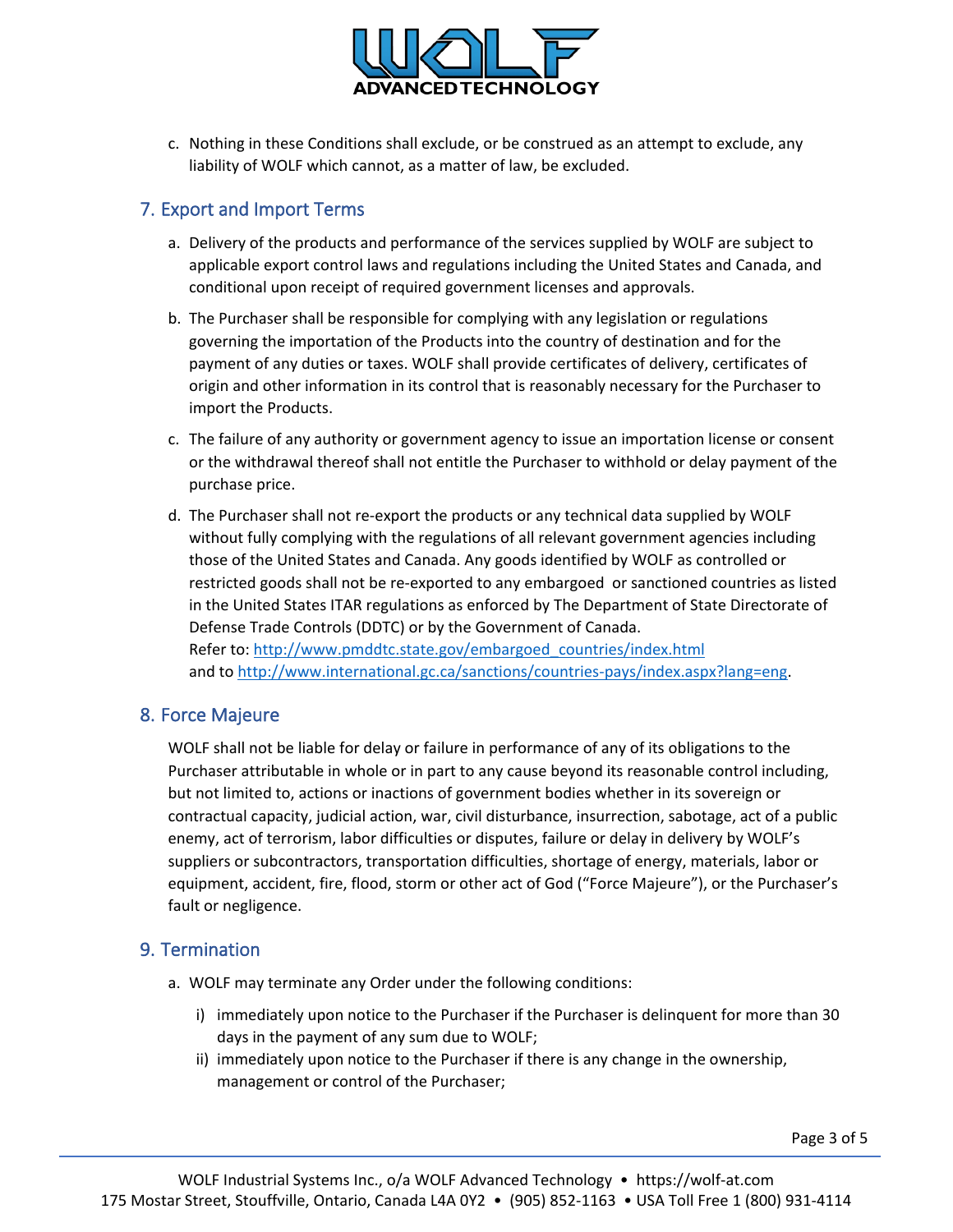c. Nothing in these Conditions shall exclude, or be construed as an attempt to exclude, any liability of WOLF which cannot, as a matter of law, be excluded.

## 7. Export and Import Terms

a. Delivery of the products and performance of the services supplied by WOLF are subject to applicable export control laws and regulations including the United States and Canada, and conditional upon receipt of required government licenses and approvals.

b. The Purchaser shall be responsible for complying with any legislation or regulations governing the importation of the Products into the country of destination and for the payment of any duties or taxes. WOLF shall provide certificates of delivery, certificates of origin and other information in its control that is reasonably necessary for the Purchaser to import the Products.

c. The failure of any authority or government agency to issue an importation license or consent or the withdrawal thereof shall not entitle the Purchaser to withhold or delay payment of the purchase price.

d. The Purchaser shall not re-export the products or any technical data supplied by WOLF without fully complying with the regulations of all relevant government agencies including those of the United States and Canada. Any goods identified by WOLF as controlled or restricted goods shall not be re-exported to any embargoed or sanctioned countries as listed in the United States ITAR regulations as enforced by The Department of State Directorate of Defense Trade Controls (DDTC) or by the Government of Canada.
Refer to: [http://www.pmddtc.state.gov/embargoed_countries/index.html](http://www.pmddtc.state.gov/embargoed_countries/index.html)
and to [http://www.international.gc.ca/sanctions/countries-pays/index.aspx?lang=eng](http://www.international.gc.ca/sanctions/countries-pays/index.aspx?lang=eng).

## 8. Force Majeure

WOLF shall not be liable for delay or failure in performance of any of its obligations to the Purchaser attributable in whole or in part to any cause beyond its reasonable control including, but not limited to, actions or inactions of government bodies whether in its sovereign or contractual capacity, judicial action, war, civil disturbance, insurrection, sabotage, act of a public enemy, act of terrorism, labor difficulties or disputes, failure or delay in delivery by WOLF's suppliers or subcontractors, transportation difficulties, shortage of energy, materials, labor or equipment, accident, fire, flood, storm or other act of God ("Force Majeure"), or the Purchaser's fault or negligence.

## 9. Termination

a. WOLF may terminate any Order under the following conditions:

   i) immediately upon notice to the Purchaser if the Purchaser is delinquent for more than 30 days in the payment of any sum due to WOLF;

   ii) immediately upon notice to the Purchaser if there is any change in the ownership, management or control of the Purchaser;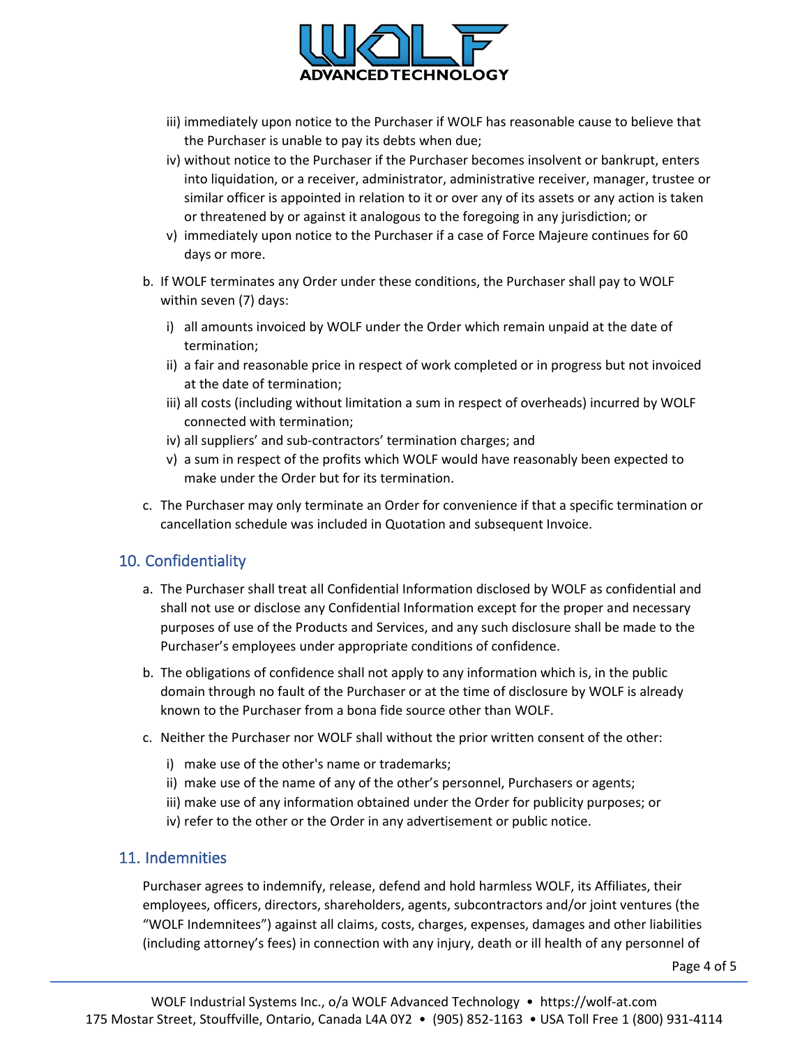iii) immediately upon notice to the Purchaser if WOLF has reasonable cause to believe that the Purchaser is unable to pay its debts when due;

iv) without notice to the Purchaser if the Purchaser becomes insolvent or bankrupt, enters into liquidation, or a receiver, administrator, administrative receiver, manager, trustee or similar officer is appointed in relation to it or over any of its assets or any action is taken or threatened by or against it analogous to the foregoing in any jurisdiction; or

v) immediately upon notice to the Purchaser if a case of Force Majeure continues for 60 days or more.

b. If WOLF terminates any Order under these conditions, the Purchaser shall pay to WOLF within seven (7) days:

   i) all amounts invoiced by WOLF under the Order which remain unpaid at the date of termination;

   ii) a fair and reasonable price in respect of work completed or in progress but not invoiced at the date of termination;

   iii) all costs (including without limitation a sum in respect of overheads) incurred by WOLF connected with termination;

   iv) all suppliers' and sub-contractors' termination charges; and

   v) a sum in respect of the profits which WOLF would have reasonably been expected to make under the Order but for its termination.

c. The Purchaser may only terminate an Order for convenience if that a specific termination or cancellation schedule was included in Quotation and subsequent Invoice.

## 10. Confidentiality

a. The Purchaser shall treat all Confidential Information disclosed by WOLF as confidential and shall not use or disclose any Confidential Information except for the proper and necessary purposes of use of the Products and Services, and any such disclosure shall be made to the Purchaser's employees under appropriate conditions of confidence.

b. The obligations of confidence shall not apply to any information which is, in the public domain through no fault of the Purchaser or at the time of disclosure by WOLF is already known to the Purchaser from a bona fide source other than WOLF.

c. Neither the Purchaser nor WOLF shall without the prior written consent of the other:

   i) make use of the other's name or trademarks;

   ii) make use of the name of any of the other's personnel, Purchasers or agents;

   iii) make use of any information obtained under the Order for publicity purposes; or

   iv) refer to the other or the Order in any advertisement or public notice.

## 11. Indemnities

Purchaser agrees to indemnify, release, defend and hold harmless WOLF, its Affiliates, their employees, officers, directors, shareholders, agents, subcontractors and/or joint ventures (the "WOLF Indemnitees") against all claims, costs, charges, expenses, damages and other liabilities (including attorney's fees) in connection with any injury, death or ill health of any personnel of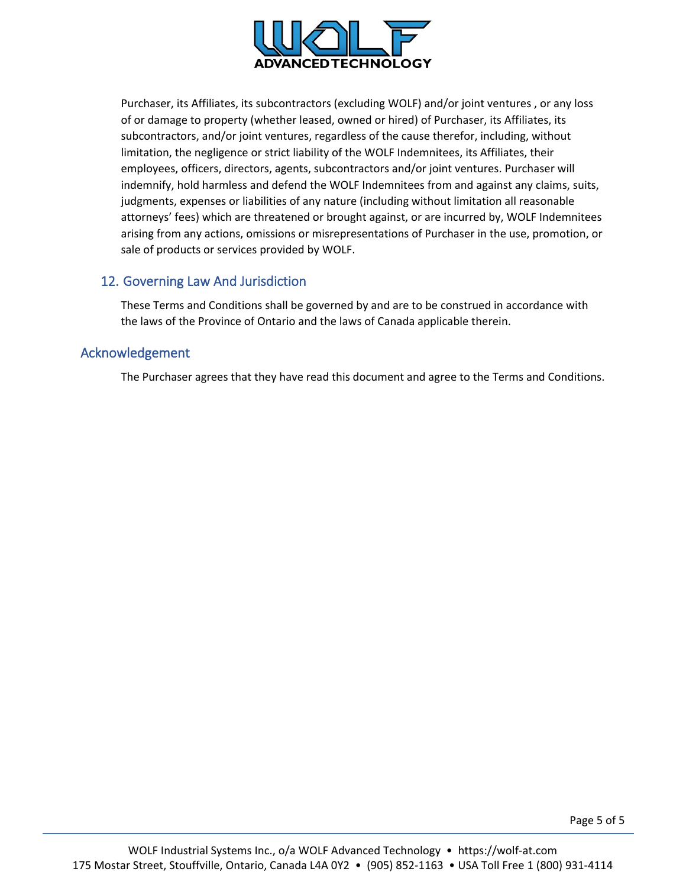Purchaser, its Affiliates, its subcontractors (excluding WOLF) and/or joint ventures , or any loss of or damage to property (whether leased, owned or hired) of Purchaser, its Affiliates, its subcontractors, and/or joint ventures, regardless of the cause therefor, including, without limitation, the negligence or strict liability of the WOLF Indemnitees, its Affiliates, their employees, officers, directors, agents, subcontractors and/or joint ventures. Purchaser will indemnify, hold harmless and defend the WOLF Indemnitees from and against any claims, suits, judgments, expenses or liabilities of any nature (including without limitation all reasonable attorneys' fees) which are threatened or brought against, or are incurred by, WOLF Indemnitees arising from any actions, omissions or misrepresentations of Purchaser in the use, promotion, or sale of products or services provided by WOLF.

## 12. Governing Law And Jurisdiction

These Terms and Conditions shall be governed by and are to be construed in accordance with the laws of the Province of Ontario and the laws of Canada applicable therein.

## Acknowledgement

The Purchaser agrees that they have read this document and agree to the Terms and Conditions.